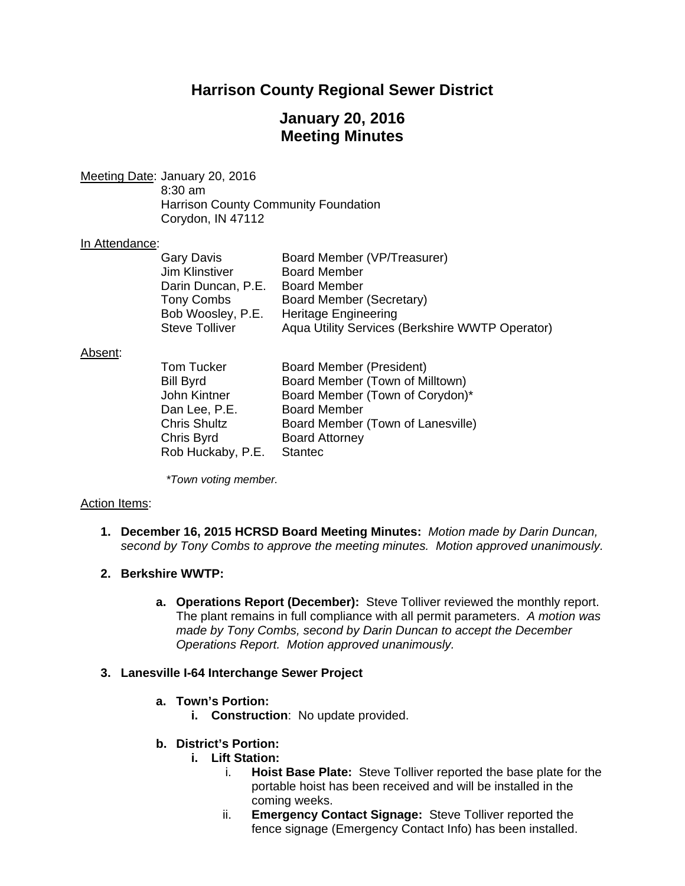# Harrison County Regional Sewer District

## January 20, 2016
## Meeting Minutes

Meeting Date: January 20, 2016
8:30 am
Harrison County Community Foundation
Corydon, IN 47112

In Attendance:

| | |
|---|---|
| Gary Davis | Board Member (VP/Treasurer) |
| Jim Klinstiver | Board Member |
| Darin Duncan, P.E. | Board Member |
| Tony Combs | Board Member (Secretary) |
| Bob Woosley, P.E. | Heritage Engineering |
| Steve Tolliver | Aqua Utility Services (Berkshire WWTP Operator) |

Absent:

| | |
|---|---|
| Tom Tucker | Board Member (President) |
| Bill Byrd | Board Member (Town of Milltown) |
| John Kintner | Board Member (Town of Corydon)* |
| Dan Lee, P.E. | Board Member |
| Chris Shultz | Board Member (Town of Lanesville) |
| Chris Byrd | Board Attorney |
| Rob Huckaby, P.E. | Stantec |

*\*Town voting member.*

Action Items:

1. **December 16, 2015 HCRSD Board Meeting Minutes:** *Motion made by Darin Duncan, second by Tony Combs to approve the meeting minutes. Motion approved unanimously.*

2. **Berkshire WWTP:**

   a. **Operations Report (December):** Steve Tolliver reviewed the monthly report. The plant remains in full compliance with all permit parameters. *A motion was made by Tony Combs, second by Darin Duncan to accept the December Operations Report. Motion approved unanimously.*

3. **Lanesville I-64 Interchange Sewer Project**

   a. **Town's Portion:**
      i. **Construction**: No update provided.

   b. **District's Portion:**
      i. **Lift Station:**
         i. **Hoist Base Plate:** Steve Tolliver reported the base plate for the portable hoist has been received and will be installed in the coming weeks.
         ii. **Emergency Contact Signage:** Steve Tolliver reported the fence signage (Emergency Contact Info) has been installed.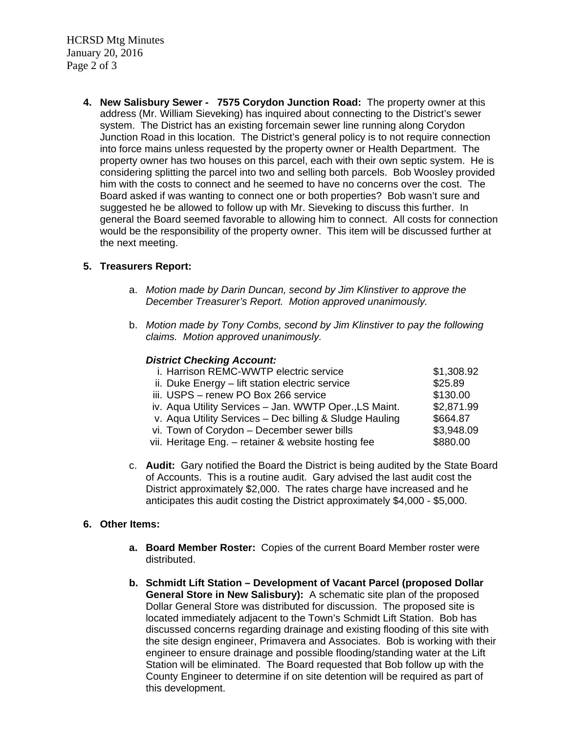4. **New Salisbury Sewer - 7575 Corydon Junction Road:** The property owner at this address (Mr. William Sieveking) has inquired about connecting to the District's sewer system. The District has an existing forcemain sewer line running along Corydon Junction Road in this location. The District's general policy is to not require connection into force mains unless requested by the property owner or Health Department. The property owner has two houses on this parcel, each with their own septic system. He is considering splitting the parcel into two and selling both parcels. Bob Woosley provided him with the costs to connect and he seemed to have no concerns over the cost. The Board asked if was wanting to connect one or both properties? Bob wasn't sure and suggested he be allowed to follow up with Mr. Sieveking to discuss this further. In general the Board seemed favorable to allowing him to connect. All costs for connection would be the responsibility of the property owner. This item will be discussed further at the next meeting.

5. **Treasurers Report:**

   a. *Motion made by Darin Duncan, second by Jim Klinstiver to approve the December Treasurer's Report. Motion approved unanimously.*

   b. *Motion made by Tony Combs, second by Jim Klinstiver to pay the following claims. Motion approved unanimously.*

      ***District Checking Account:***

      | | |
      |---|---|
      | i. Harrison REMC-WWTP electric service | $1,308.92 |
      | ii. Duke Energy – lift station electric service | $25.89 |
      | iii. USPS – renew PO Box 266 service | $130.00 |
      | iv. Aqua Utility Services – Jan. WWTP Oper.,LS Maint. | $2,871.99 |
      | v. Aqua Utility Services – Dec billing & Sludge Hauling | $664.87 |
      | vi. Town of Corydon – December sewer bills | $3,948.09 |
      | vii. Heritage Eng. – retainer & website hosting fee | $880.00 |

   c. **Audit:** Gary notified the Board the District is being audited by the State Board of Accounts. This is a routine audit. Gary advised the last audit cost the District approximately $2,000. The rates charge have increased and he anticipates this audit costing the District approximately $4,000 - $5,000.

6. **Other Items:**

   a. **Board Member Roster:** Copies of the current Board Member roster were distributed.

   b. **Schmidt Lift Station – Development of Vacant Parcel (proposed Dollar General Store in New Salisbury):** A schematic site plan of the proposed Dollar General Store was distributed for discussion. The proposed site is located immediately adjacent to the Town's Schmidt Lift Station. Bob has discussed concerns regarding drainage and existing flooding of this site with the site design engineer, Primavera and Associates. Bob is working with their engineer to ensure drainage and possible flooding/standing water at the Lift Station will be eliminated. The Board requested that Bob follow up with the County Engineer to determine if on site detention will be required as part of this development.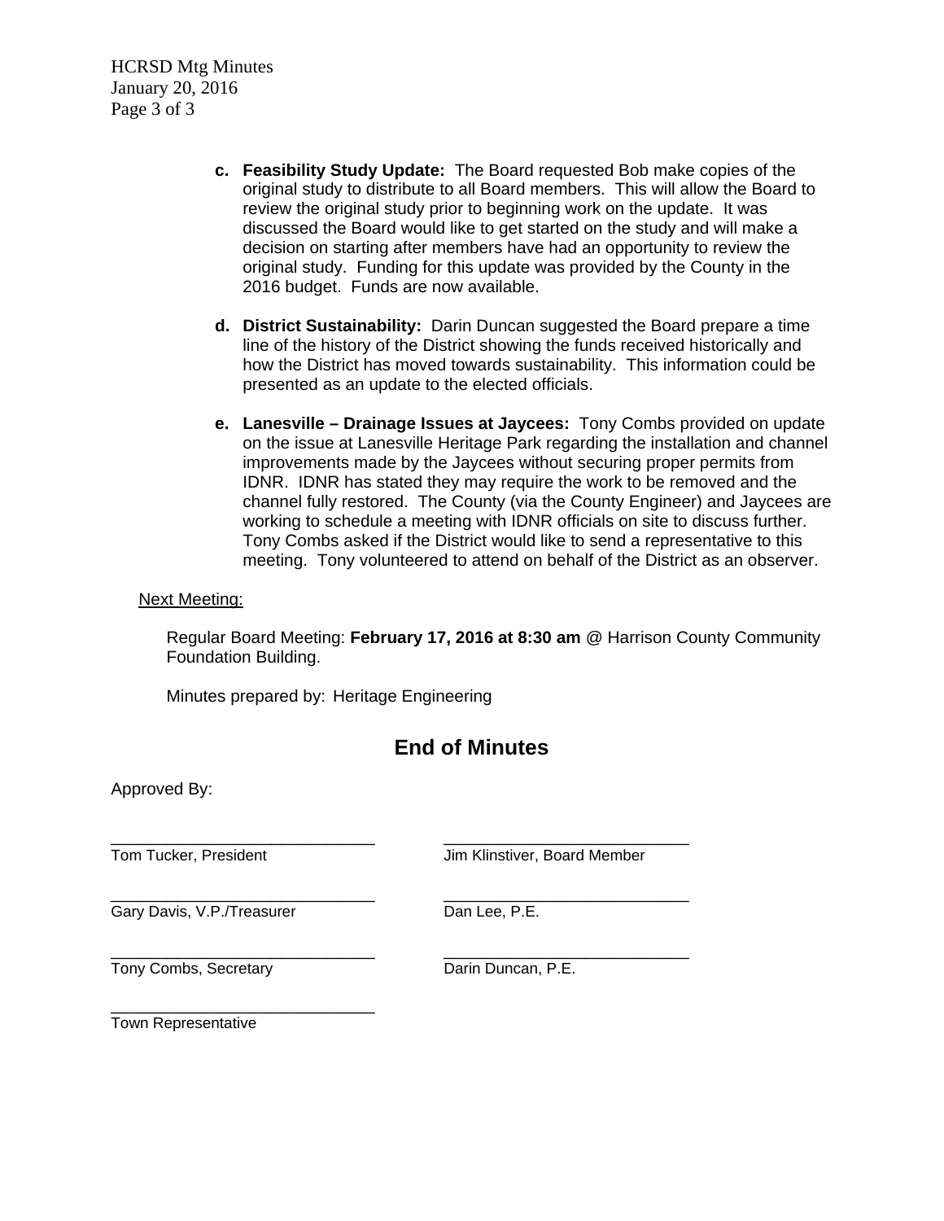c. **Feasibility Study Update:** The Board requested Bob make copies of the original study to distribute to all Board members. This will allow the Board to review the original study prior to beginning work on the update. It was discussed the Board would like to get started on the study and will make a decision on starting after members have had an opportunity to review the original study. Funding for this update was provided by the County in the 2016 budget. Funds are now available.

d. **District Sustainability:** Darin Duncan suggested the Board prepare a time line of the history of the District showing the funds received historically and how the District has moved towards sustainability. This information could be presented as an update to the elected officials.

e. **Lanesville – Drainage Issues at Jaycees:** Tony Combs provided on update on the issue at Lanesville Heritage Park regarding the installation and channel improvements made by the Jaycees without securing proper permits from IDNR. IDNR has stated they may require the work to be removed and the channel fully restored. The County (via the County Engineer) and Jaycees are working to schedule a meeting with IDNR officials on site to discuss further. Tony Combs asked if the District would like to send a representative to this meeting. Tony volunteered to attend on behalf of the District as an observer.

Next Meeting:

Regular Board Meeting: **February 17, 2016 at 8:30 am** @ Harrison County Community Foundation Building.

Minutes prepared by: Heritage Engineering

## End of Minutes

Approved By:

| | |
|---|---|
| ______________________________ Tom Tucker, President | ______________________________ Jim Klinstiver, Board Member |
| ______________________________ Gary Davis, V.P./Treasurer | ______________________________ Dan Lee, P.E. |
| ______________________________ Tony Combs, Secretary | ______________________________ Darin Duncan, P.E. |
| ______________________________ Town Representative | |